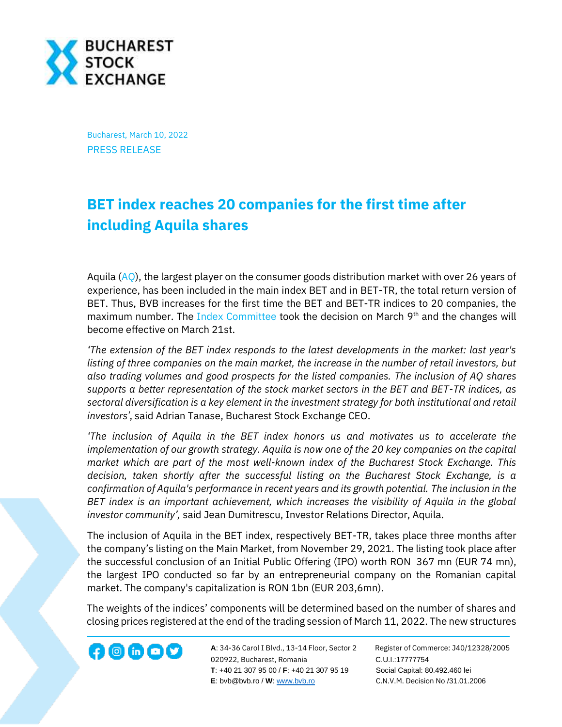Bucharest, March 10, 2022

PRESS RELEASE

# BET index reaches 20 companies for the first time after including Aquila shares

Aquila (AQ), the largest player on the consumer goods distribution market with over 26 years of experience, has been included in the main index BET and in BET-TR, the total return version of BET. Thus, BVB increases for the first time the BET and BET-TR indices to 20 companies, the maximum number. The Index Committee took the decision on March 9th and the changes will become effective on March 21st.

*'The extension of the BET index responds to the latest developments in the market: last year's listing of three companies on the main market, the increase in the number of retail investors, but also trading volumes and good prospects for the listed companies. The inclusion of AQ shares supports a better representation of the stock market sectors in the BET and BET-TR indices, as sectoral diversification is a key element in the investment strategy for both institutional and retail investors'*, said Adrian Tanase, Bucharest Stock Exchange CEO.

*'The inclusion of Aquila in the BET index honors us and motivates us to accelerate the implementation of our growth strategy. Aquila is now one of the 20 key companies on the capital market which are part of the most well-known index of the Bucharest Stock Exchange. This decision, taken shortly after the successful listing on the Bucharest Stock Exchange, is a confirmation of Aquila's performance in recent years and its growth potential. The inclusion in the BET index is an important achievement, which increases the visibility of Aquila in the global investor community',* said Jean Dumitrescu, Investor Relations Director, Aquila.

The inclusion of Aquila in the BET index, respectively BET-TR, takes place three months after the company's listing on the Main Market, from November 29, 2021. The listing took place after the successful conclusion of an Initial Public Offering (IPO) worth RON 367 mn (EUR 74 mn), the largest IPO conducted so far by an entrepreneurial company on the Romanian capital market. The company's capitalization is RON 1bn (EUR 203,6mn).

The weights of the indices' components will be determined based on the number of shares and closing prices registered at the end of the trading session of March 11, 2022. The new structures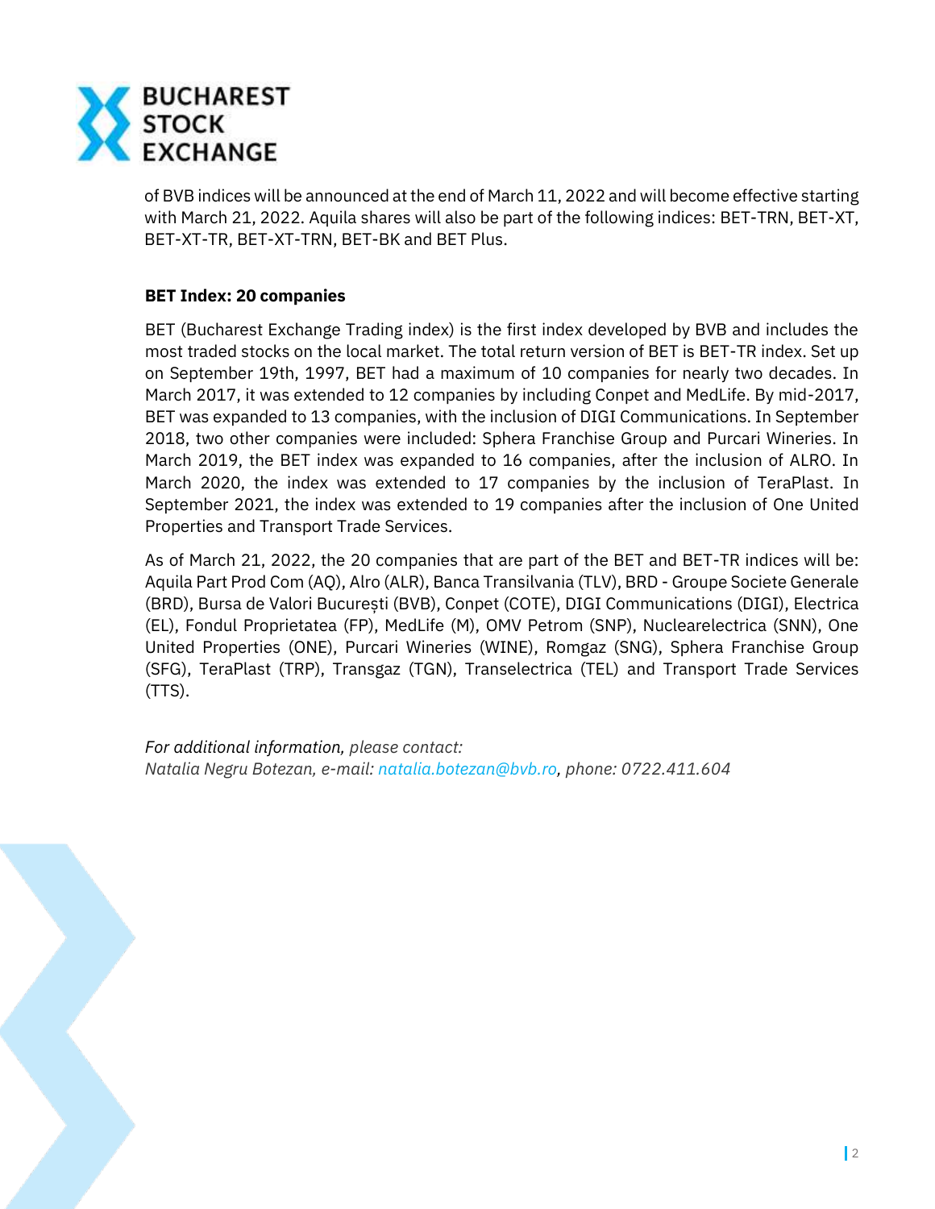of BVB indices will be announced at the end of March 11, 2022 and will become effective starting with March 21, 2022. Aquila shares will also be part of the following indices: BET-TRN, BET-XT, BET-XT-TR, BET-XT-TRN, BET-BK and BET Plus.

**BET Index: 20 companies**

BET (Bucharest Exchange Trading index) is the first index developed by BVB and includes the most traded stocks on the local market. The total return version of BET is BET-TR index. Set up on September 19th, 1997, BET had a maximum of 10 companies for nearly two decades. In March 2017, it was extended to 12 companies by including Conpet and MedLife. By mid-2017, BET was expanded to 13 companies, with the inclusion of DIGI Communications. In September 2018, two other companies were included: Sphera Franchise Group and Purcari Wineries. In March 2019, the BET index was expanded to 16 companies, after the inclusion of ALRO. In March 2020, the index was extended to 17 companies by the inclusion of TeraPlast. In September 2021, the index was extended to 19 companies after the inclusion of One United Properties and Transport Trade Services.

As of March 21, 2022, the 20 companies that are part of the BET and BET-TR indices will be: Aquila Part Prod Com (AQ), Alro (ALR), Banca Transilvania (TLV), BRD - Groupe Societe Generale (BRD), Bursa de Valori București (BVB), Conpet (COTE), DIGI Communications (DIGI), Electrica (EL), Fondul Proprietatea (FP), MedLife (M), OMV Petrom (SNP), Nuclearelectrica (SNN), One United Properties (ONE), Purcari Wineries (WINE), Romgaz (SNG), Sphera Franchise Group (SFG), TeraPlast (TRP), Transgaz (TGN), Transelectrica (TEL) and Transport Trade Services (TTS).

*For additional information, please contact:*
*Natalia Negru Botezan, e-mail: natalia.botezan@bvb.ro, phone: 0722.411.604*